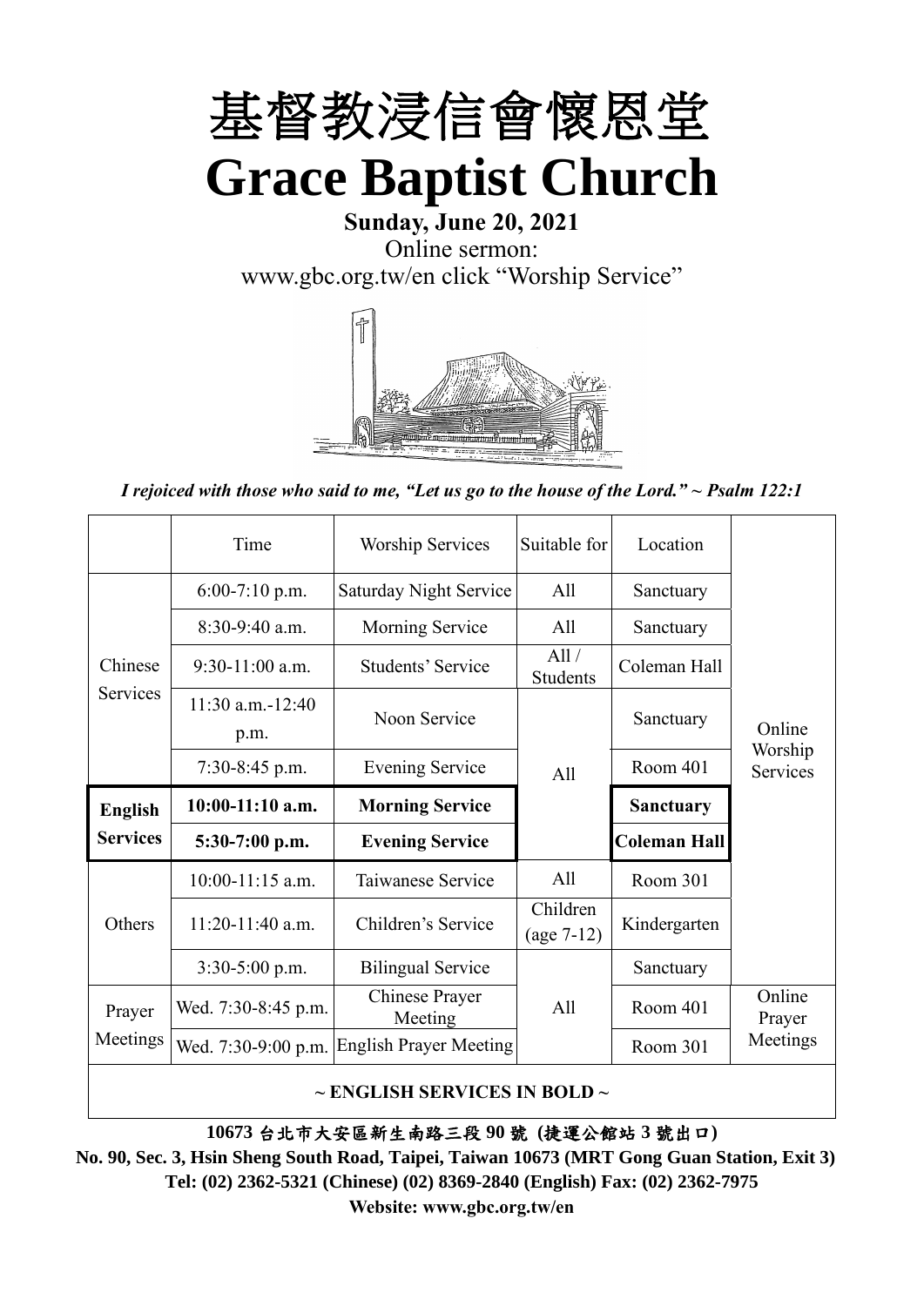# 基督教浸信會懷恩堂

# Grace Baptist Church

**Sunday, June 20, 2021**

Online sermon:

www.gbc.org.tw/en click "Worship Service"

*I rejoiced with those who said to me, "Let us go to the house of the Lord." ~ Psalm 122:1*

| | Time | Worship Services | Suitable for | Location | |
|---|---|---|---|---|---|
| Chinese Services | 6:00-7:10 p.m. | Saturday Night Service | All | Sanctuary | Online Worship Services |
| | 8:30-9:40 a.m. | Morning Service | All | Sanctuary | |
| | 9:30-11:00 a.m. | Students' Service | All / Students | Coleman Hall | |
| | 11:30 a.m.-12:40 p.m. | Noon Service | All | Sanctuary | |
| | 7:30-8:45 p.m. | Evening Service | | Room 401 | |
| **English Services** | **10:00-11:10 a.m.** | **Morning Service** | | **Sanctuary** | |
| | **5:30-7:00 p.m.** | **Evening Service** | | **Coleman Hall** | |
| Others | 10:00-11:15 a.m. | Taiwanese Service | All | Room 301 | |
| | 11:20-11:40 a.m. | Children's Service | Children (age 7-12) | Kindergarten | |
| | 3:30-5:00 p.m. | Bilingual Service | All | Sanctuary | |
| Prayer Meetings | Wed. 7:30-8:45 p.m. | Chinese Prayer Meeting | | Room 401 | Online Prayer Meetings |
| | Wed. 7:30-9:00 p.m. | English Prayer Meeting | | Room 301 | |

~ ENGLISH SERVICES IN BOLD ~

**10673 台北市大安區新生南路三段 90 號 (捷運公館站 3 號出口)**

**No. 90, Sec. 3, Hsin Sheng South Road, Taipei, Taiwan 10673 (MRT Gong Guan Station, Exit 3)**

**Tel: (02) 2362-5321 (Chinese) (02) 8369-2840 (English) Fax: (02) 2362-7975**

**Website: www.gbc.org.tw/en**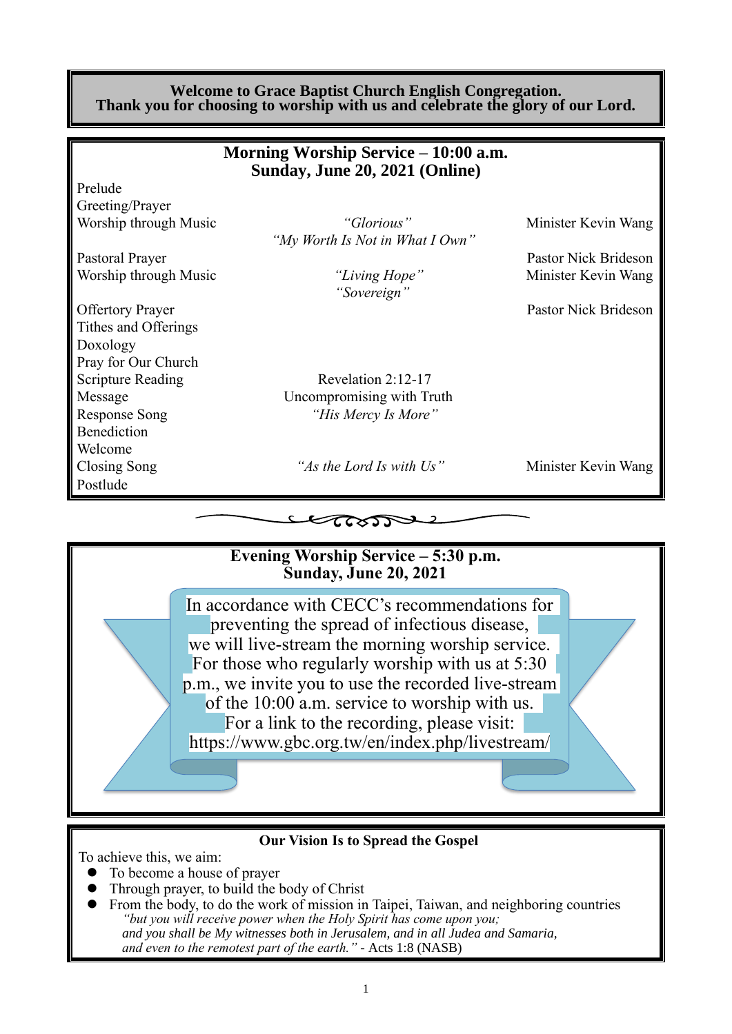**Welcome to Grace Baptist Church English Congregation.**
**Thank you for choosing to worship with us and celebrate the glory of our Lord.**

## Morning Worship Service – 10:00 a.m.
## Sunday, June 20, 2021 (Online)

| | | |
|---|---|---|
| Prelude | | |
| Greeting/Prayer | | |
| Worship through Music | *"Glorious"* *"My Worth Is Not in What I Own"* | Minister Kevin Wang |
| Pastoral Prayer | | Pastor Nick Brideson |
| Worship through Music | *"Living Hope"* *"Sovereign"* | Minister Kevin Wang |
| Offertory Prayer | | Pastor Nick Brideson |
| Tithes and Offerings | | |
| Doxology | | |
| Pray for Our Church | | |
| Scripture Reading | Revelation 2:12-17 | |
| Message | Uncompromising with Truth | |
| Response Song | *"His Mercy Is More"* | |
| Benediction | | |
| Welcome | | |
| Closing Song | *"As the Lord Is with Us"* | Minister Kevin Wang |
| Postlude | | |

## Evening Worship Service – 5:30 p.m.
## Sunday, June 20, 2021

In accordance with CECC's recommendations for preventing the spread of infectious disease, we will live-stream the morning worship service. For those who regularly worship with us at 5:30 p.m., we invite you to use the recorded live-stream of the 10:00 a.m. service to worship with us. For a link to the recording, please visit: https://www.gbc.org.tw/en/index.php/livestream/

### Our Vision Is to Spread the Gospel

To achieve this, we aim:

- To become a house of prayer
- Through prayer, to build the body of Christ
- From the body, to do the work of mission in Taipei, Taiwan, and neighboring countries

*"but you will receive power when the Holy Spirit has come upon you; and you shall be My witnesses both in Jerusalem, and in all Judea and Samaria, and even to the remotest part of the earth."* - Acts 1:8 (NASB)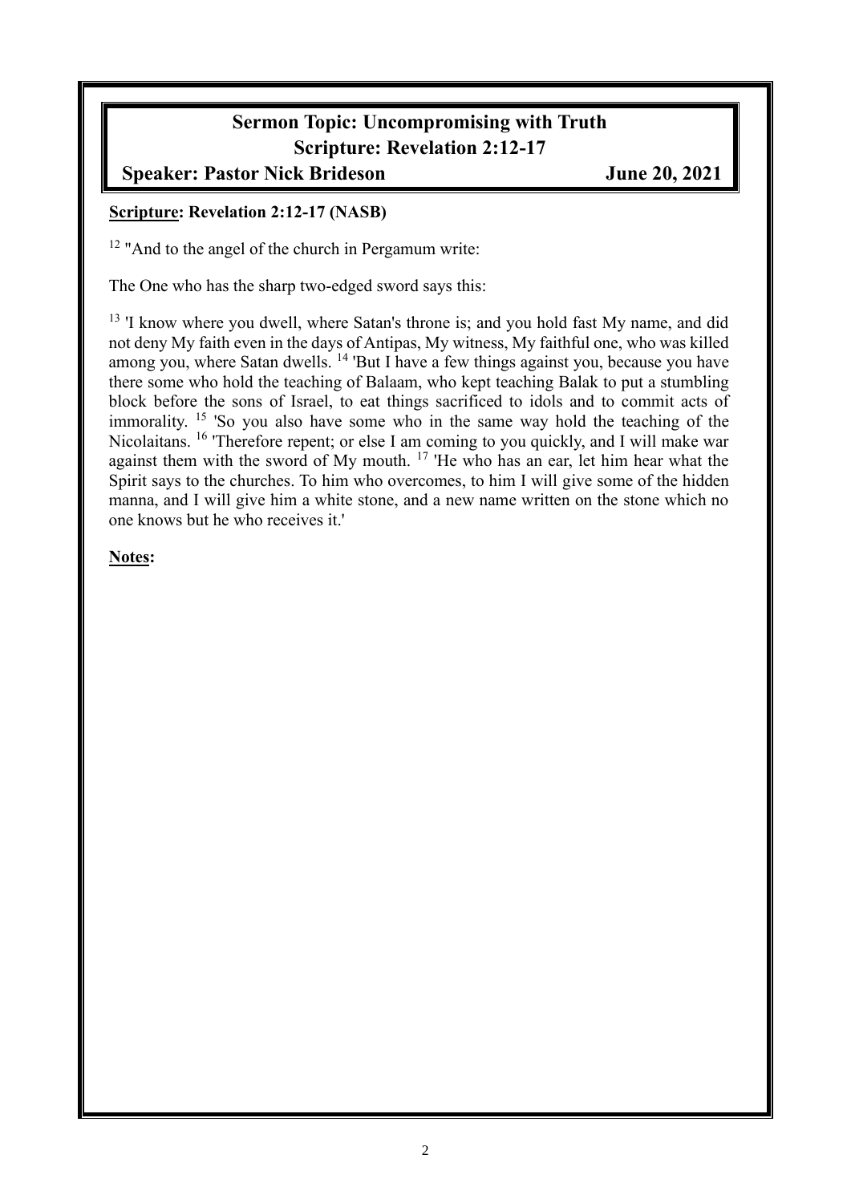# Sermon Topic: Uncompromising with Truth

## Scripture: Revelation 2:12-17

**Speaker: Pastor Nick Brideson** **June 20, 2021**

**Scripture: Revelation 2:12-17 (NASB)**

[12] "And to the angel of the church in Pergamum write:

The One who has the sharp two-edged sword says this:

[13] 'I know where you dwell, where Satan's throne is; and you hold fast My name, and did not deny My faith even in the days of Antipas, My witness, My faithful one, who was killed among you, where Satan dwells. [14] 'But I have a few things against you, because you have there some who hold the teaching of Balaam, who kept teaching Balak to put a stumbling block before the sons of Israel, to eat things sacrificed to idols and to commit acts of immorality. [15] 'So you also have some who in the same way hold the teaching of the Nicolaitans. [16] 'Therefore repent; or else I am coming to you quickly, and I will make war against them with the sword of My mouth. [17] 'He who has an ear, let him hear what the Spirit says to the churches. To him who overcomes, to him I will give some of the hidden manna, and I will give him a white stone, and a new name written on the stone which no one knows but he who receives it.'

**Notes:**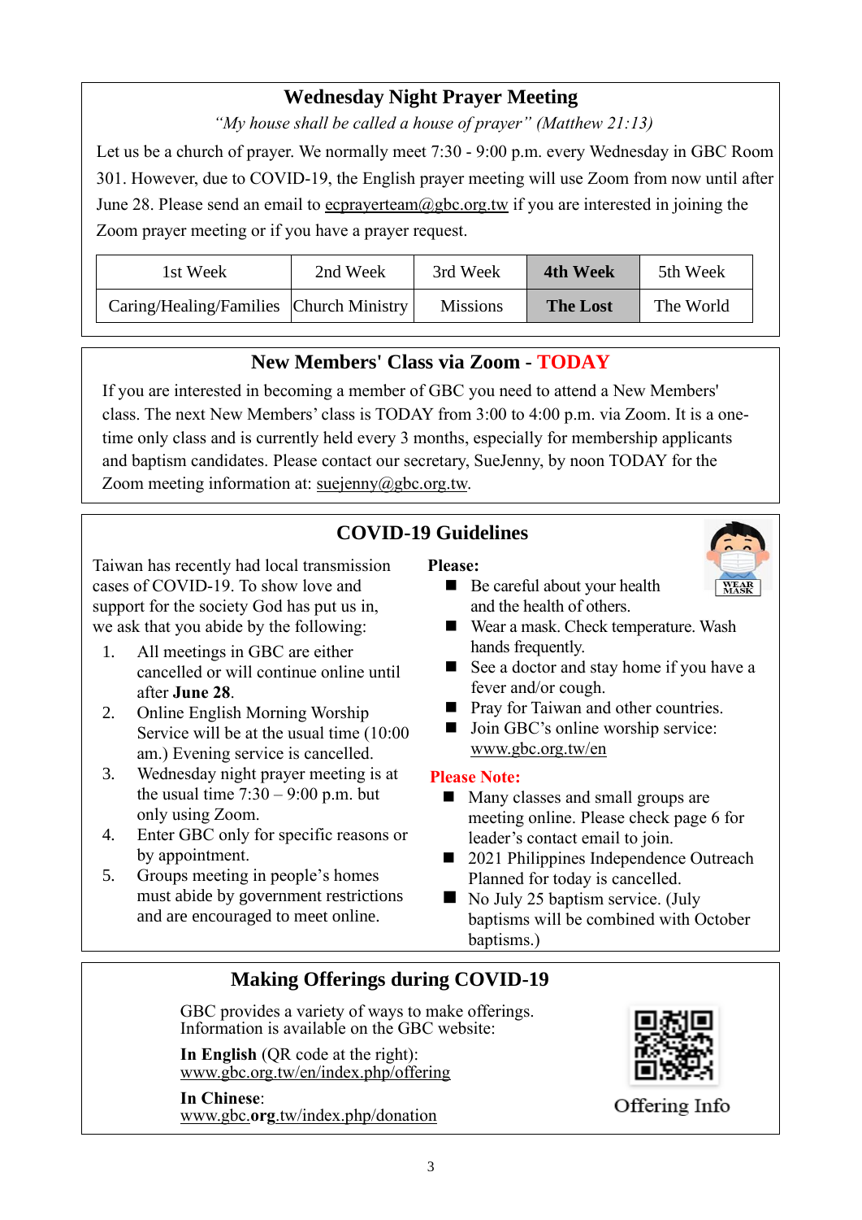## Wednesday Night Prayer Meeting

*"My house shall be called a house of prayer" (Matthew 21:13)*

Let us be a church of prayer. We normally meet 7:30 - 9:00 p.m. every Wednesday in GBC Room 301. However, due to COVID-19, the English prayer meeting will use Zoom from now until after June 28. Please send an email to ecprayerteam@gbc.org.tw if you are interested in joining the Zoom prayer meeting or if you have a prayer request.

| 1st Week | 2nd Week | 3rd Week | **4th Week** | 5th Week |
|---|---|---|---|---|
| Caring/Healing/Families | Church Ministry | Missions | **The Lost** | The World |

## New Members' Class via Zoom - TODAY

If you are interested in becoming a member of GBC you need to attend a New Members' class. The next New Members' class is TODAY from 3:00 to 4:00 p.m. via Zoom. It is a one-time only class and is currently held every 3 months, especially for membership applicants and baptism candidates. Please contact our secretary, SueJenny, by noon TODAY for the Zoom meeting information at: suejenny@gbc.org.tw.

## COVID-19 Guidelines

Taiwan has recently had local transmission cases of COVID-19. To show love and support for the society God has put us in, we ask that you abide by the following:

1. All meetings in GBC are either cancelled or will continue online until after **June 28**.
2. Online English Morning Worship Service will be at the usual time (10:00 am.) Evening service is cancelled.
3. Wednesday night prayer meeting is at the usual time 7:30 – 9:00 p.m. but only using Zoom.
4. Enter GBC only for specific reasons or by appointment.
5. Groups meeting in people's homes must abide by government restrictions and are encouraged to meet online.

**Please:**

- Be careful about your health and the health of others.
- Wear a mask. Check temperature. Wash hands frequently.
- See a doctor and stay home if you have a fever and/or cough.
- Pray for Taiwan and other countries.
- Join GBC's online worship service: www.gbc.org.tw/en

**Please Note:**

- Many classes and small groups are meeting online. Please check page 6 for leader's contact email to join.
- 2021 Philippines Independence Outreach Planned for today is cancelled.
- No July 25 baptism service. (July baptisms will be combined with October baptisms.)

## Making Offerings during COVID-19

GBC provides a variety of ways to make offerings. Information is available on the GBC website:

**In English** (QR code at the right): www.gbc.org.tw/en/index.php/offering

**In Chinese**: www.gbc.**org**.tw/index.php/donation

Offering Info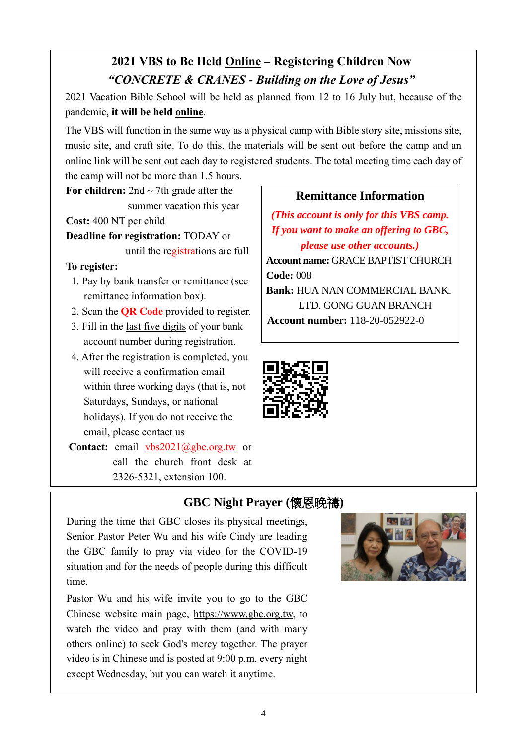## 2021 VBS to Be Held Online – Registering Children Now

### *"CONCRETE & CRANES - Building on the Love of Jesus"*

2021 Vacation Bible School will be held as planned from 12 to 16 July but, because of the pandemic, **it will be held online**.

The VBS will function in the same way as a physical camp with Bible story site, missions site, music site, and craft site. To do this, the materials will be sent out before the camp and an online link will be sent out each day to registered students. The total meeting time each day of the camp will not be more than 1.5 hours.

**For children:** 2nd ~ 7th grade after the summer vacation this year

**Cost:** 400 NT per child

**Deadline for registration:** TODAY or until the registrations are full

**To register:**

1. Pay by bank transfer or remittance (see remittance information box).
2. Scan the **QR Code** provided to register.
3. Fill in the last five digits of your bank account number during registration.
4. After the registration is completed, you will receive a confirmation email within three working days (that is, not Saturdays, Sundays, or national holidays). If you do not receive the email, please contact us

**Contact:** email vbs2021@gbc.org.tw or call the church front desk at 2326-5321, extension 100.

### Remittance Information

*(This account is only for this VBS camp. If you want to make an offering to GBC, please use other accounts.)*

**Account name:** GRACE BAPTIST CHURCH

**Code:** 008

**Bank:** HUA NAN COMMERCIAL BANK. LTD. GONG GUAN BRANCH

**Account number:** 118-20-052922-0

## GBC Night Prayer (懷恩晚禱)

During the time that GBC closes its physical meetings, Senior Pastor Peter Wu and his wife Cindy are leading the GBC family to pray via video for the COVID-19 situation and for the needs of people during this difficult time.

Pastor Wu and his wife invite you to go to the GBC Chinese website main page, https://www.gbc.org.tw, to watch the video and pray with them (and with many others online) to seek God's mercy together. The prayer video is in Chinese and is posted at 9:00 p.m. every night except Wednesday, but you can watch it anytime.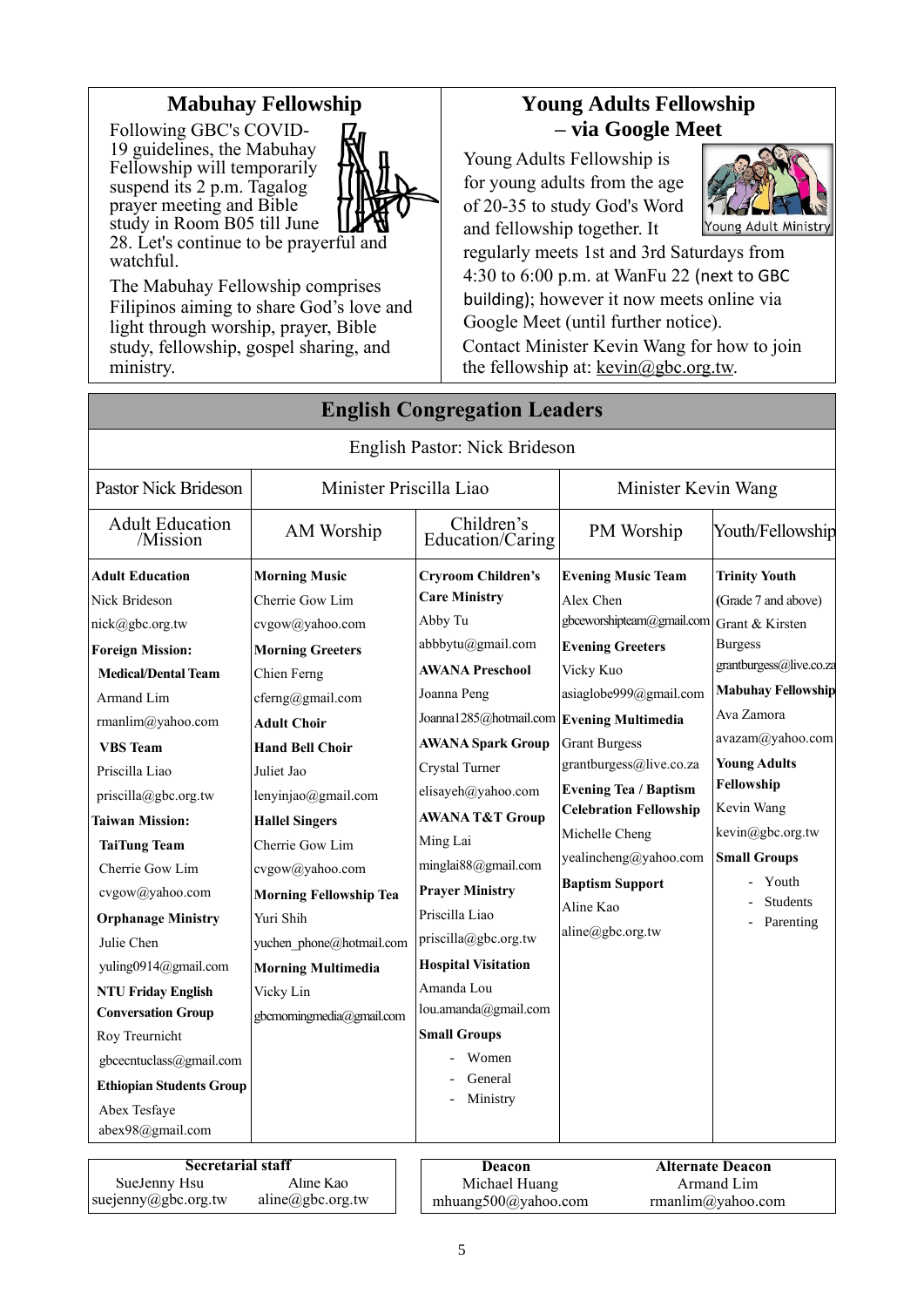## Mabuhay Fellowship

Following GBC's COVID-19 guidelines, the Mabuhay Fellowship will temporarily suspend its 2 p.m. Tagalog prayer meeting and Bible study in Room B05 till June 28. Let's continue to be prayerful and watchful.

The Mabuhay Fellowship comprises Filipinos aiming to share God's love and light through worship, prayer, Bible study, fellowship, gospel sharing, and ministry.

## Young Adults Fellowship – via Google Meet

Young Adults Fellowship is for young adults from the age of 20-35 to study God's Word and fellowship together. It regularly meets 1st and 3rd Saturdays from 4:30 to 6:00 p.m. at WanFu 22 (next to GBC building); however it now meets online via Google Meet (until further notice). Contact Minister Kevin Wang for how to join the fellowship at: kevin@gbc.org.tw.

## English Congregation Leaders

English Pastor: Nick Brideson

| Pastor Nick Brideson | Minister Priscilla Liao | | Minister Kevin Wang | |
|---|---|---|---|---|
| Adult Education /Mission | AM Worship | Children's Education/Caring | PM Worship | Youth/Fellowship |
| **Adult Education**<br>Nick Brideson<br>nick@gbc.org.tw<br>**Foreign Mission:**<br>**Medical/Dental Team**<br>Armand Lim<br>rmanlim@yahoo.com<br>**VBS Team**<br>Priscilla Liao<br>priscilla@gbc.org.tw<br>**Taiwan Mission:**<br>**TaiTung Team**<br>Cherrie Gow Lim<br>cvgow@yahoo.com<br>**Orphanage Ministry**<br>Julie Chen<br>yuling0914@gmail.com<br>**NTU Friday English Conversation Group**<br>Roy Treurnicht<br>gbcecntuclass@gmail.com<br>**Ethiopian Students Group**<br>Abex Tesfaye<br>abex98@gmail.com | **Morning Music**<br>Cherrie Gow Lim<br>cvgow@yahoo.com<br>**Morning Greeters**<br>Chien Ferng<br>cferng@gmail.com<br>**Adult Choir**<br>**Hand Bell Choir**<br>Juliet Jao<br>lenyinjao@gmail.com<br>**Hallel Singers**<br>Cherrie Gow Lim<br>cvgow@yahoo.com<br>**Morning Fellowship Tea**<br>Yuri Shih<br>yuchen_phone@hotmail.com<br>**Morning Multimedia**<br>Vicky Lin<br>gbcmorningmedia@gmail.com | **Cryroom Children's Care Ministry**<br>Abby Tu<br>abbbytu@gmail.com<br>**AWANA Preschool**<br>Joanna Peng<br>Joanna1285@hotmail.com<br>**AWANA Spark Group**<br>Crystal Turner<br>elisayeh@yahoo.com<br>**AWANA T&T Group**<br>Ming Lai<br>minglai88@gmail.com<br>**Prayer Ministry**<br>Priscilla Liao<br>priscilla@gbc.org.tw<br>**Hospital Visitation**<br>Amanda Lou<br>lou.amanda@gmail.com<br>**Small Groups**<br>- Women<br>- General<br>- Ministry | **Evening Music Team**<br>Alex Chen<br>gbceworshipteam@gmail.com<br>**Evening Greeters**<br>Vicky Kuo<br>asiaglobe999@gmail.com<br>**Evening Multimedia**<br>Grant Burgess<br>grantburgess@live.co.za<br>**Evening Tea / Baptism Celebration Fellowship**<br>Michelle Cheng<br>yealincheng@yahoo.com<br>**Baptism Support**<br>Aline Kao<br>aline@gbc.org.tw | **Trinity Youth**<br>(Grade 7 and above)<br>Grant & Kirsten Burgess<br>grantburgess@live.co.za<br>**Mabuhay Fellowship**<br>Ava Zamora<br>avazam@yahoo.com<br>**Young Adults Fellowship**<br>Kevin Wang<br>kevin@gbc.org.tw<br>**Small Groups**<br>- Youth<br>- Students<br>- Parenting |

| Secretarial staff | |
|---|---|
| SueJenny Hsu<br>suejenny@gbc.org.tw | Aline Kao<br>aline@gbc.org.tw |

| Deacon | Alternate Deacon |
|---|---|
| Michael Huang<br>mhuang500@yahoo.com | Armand Lim<br>rmanlim@yahoo.com |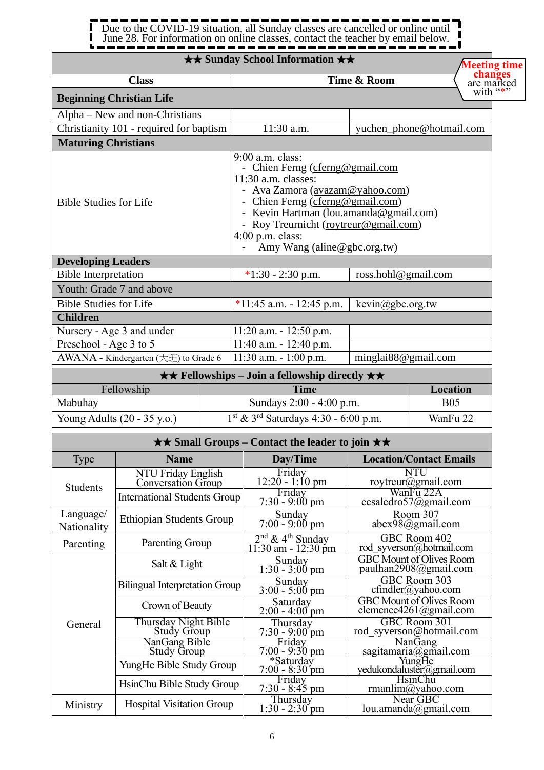Due to the COVID-19 situation, all Sunday classes are cancelled or online until June 28. For information on online classes, contact the teacher by email below.

**Meeting time changes** are marked with "*"

| ★★ Sunday School Information ★★ | | |
|---|---|---|
| **Class** | **Time & Room** | |
| **Beginning Christian Life** | | |
| Alpha – New and non-Christians | | |
| Christianity 101 - required for baptism | 11:30 a.m. | yuchen_phone@hotmail.com |
| **Maturing Christians** | | |
| Bible Studies for Life | 9:00 a.m. class: - Chien Ferng (cferng@gmail.com<br>11:30 a.m. classes: - Ava Zamora (avazam@yahoo.com) - Chien Ferng (cferng@gmail.com) - Kevin Hartman (lou.amanda@gmail.com) - Roy Treurnicht (roytreur@gmail.com)<br>4:00 p.m. class: - Amy Wang (aline@gbc.org.tw) | |
| **Developing Leaders** | | |
| Bible Interpretation | *1:30 - 2:30 p.m. | ross.hohl@gmail.com |
| Youth: Grade 7 and above | | |
| Bible Studies for Life | *11:45 a.m. - 12:45 p.m. | kevin@gbc.org.tw |
| **Children** | | |
| Nursery - Age 3 and under | 11:20 a.m. - 12:50 p.m. | |
| Preschool - Age 3 to 5 | 11:40 a.m. - 12:40 p.m. | |
| AWANA - Kindergarten (大班) to Grade 6 | 11:30 a.m. - 1:00 p.m. | minglai88@gmail.com |

| ★★ Fellowships – Join a fellowship directly ★★ | | |
|---|---|---|
| Fellowship | **Time** | **Location** |
| Mabuhay | Sundays 2:00 - 4:00 p.m. | B05 |
| Young Adults (20 - 35 y.o.) | 1st & 3rd Saturdays 4:30 - 6:00 p.m. | WanFu 22 |

| ★★ Small Groups – Contact the leader to join ★★ | | | |
|---|---|---|---|
| Type | **Name** | **Day/Time** | **Location/Contact Emails** |
| Students | NTU Friday English Conversation Group | Friday 12:20 - 1:10 pm | NTU roytreur@gmail.com |
| | International Students Group | Friday 7:30 - 9:00 pm | WanFu 22A cesaledro57@gmail.com |
| Language/ Nationality | Ethiopian Students Group | Sunday 7:00 - 9:00 pm | Room 307 abex98@gmail.com |
| Parenting | Parenting Group | 2nd & 4th Sunday 11:30 am - 12:30 pm | GBC Room 402 rod_syverson@hotmail.com |
| General | Salt & Light | Sunday 1:30 - 3:00 pm | GBC Mount of Olives Room paulhan2908@gmail.com |
| | Bilingual Interpretation Group | Sunday 3:00 - 5:00 pm | GBC Room 303 cfindler@yahoo.com |
| | Crown of Beauty | Saturday 2:00 - 4:00 pm | GBC Mount of Olives Room clemence4261@gmail.com |
| | Thursday Night Bible Study Group | Thursday 7:30 - 9:00 pm | GBC Room 301 rod_syverson@hotmail.com |
| | NanGang Bible Study Group | Friday 7:00 - 9:30 pm | NanGang sagitamaria@gmail.com |
| | YungHe Bible Study Group | *Saturday 7:00 - 8:30 pm | YungHe yedukondaluster@gmail.com |
| | HsinChu Bible Study Group | Friday 7:30 - 8:45 pm | HsinChu rmanlim@yahoo.com |
| Ministry | Hospital Visitation Group | Thursday 1:30 - 2:30 pm | Near GBC lou.amanda@gmail.com |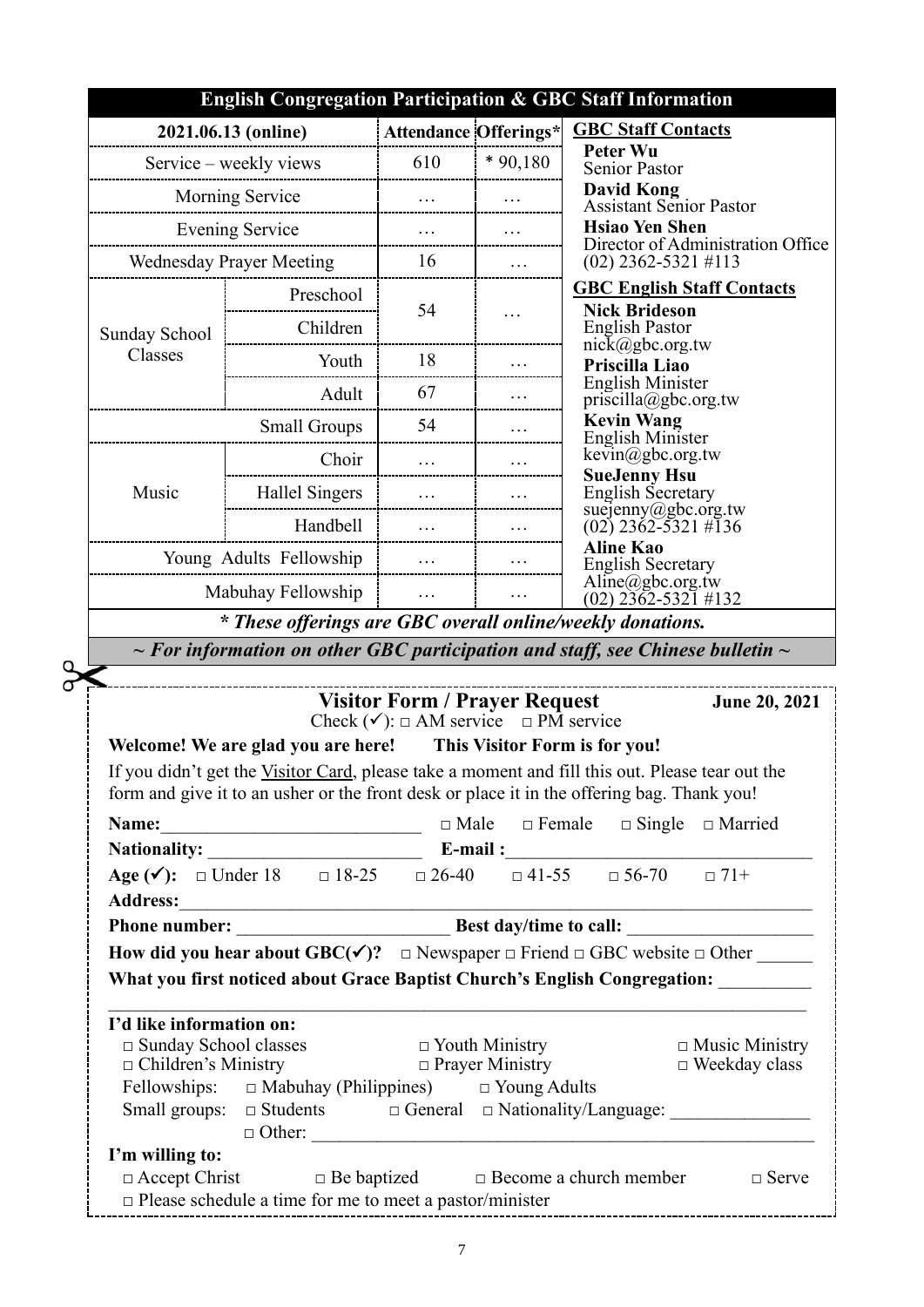## English Congregation Participation & GBC Staff Information

| 2021.06.13 (online) | | Attendance | Offerings* |
|---|---|---|---|
| Service – weekly views | | 610 | * 90,180 |
| Morning Service | | … | … |
| Evening Service | | … | … |
| Wednesday Prayer Meeting | | 16 | … |
| Sunday School Classes | Preschool | 54 | … |
| | Children | | |
| | Youth | 18 | … |
| | Adult | 67 | … |
| Small Groups | | 54 | … |
| Music | Choir | … | … |
| | Hallel Singers | … | … |
| | Handbell | … | … |
| Young Adults Fellowship | | … | … |
| Mabuhay Fellowship | | … | … |

**GBC Staff Contacts**

**Peter Wu**
Senior Pastor

**David Kong**
Assistant Senior Pastor

**Hsiao Yen Shen**
Director of Administration Office
(02) 2362-5321 #113

**GBC English Staff Contacts**

**Nick Brideson**
English Pastor
nick@gbc.org.tw

**Priscilla Liao**
English Minister
priscilla@gbc.org.tw

**Kevin Wang**
English Minister
kevin@gbc.org.tw

**SueJenny Hsu**
English Secretary
suejenny@gbc.org.tw
(02) 2362-5321 #136

**Aline Kao**
English Secretary
Aline@gbc.org.tw
(02) 2362-5321 #132

***\* These offerings are GBC overall online/weekly donations.***

***~ For information on other GBC participation and staff, see Chinese bulletin ~***

---

### Visitor Form / Prayer Request
**June 20, 2021**

Check (✓): □ AM service □ PM service

**Welcome! We are glad you are here! This Visitor Form is for you!**

If you didn't get the Visitor Card, please take a moment and fill this out. Please tear out the form and give it to an usher or the front desk or place it in the offering bag. Thank you!

**Name:**____________________________ □ Male □ Female □ Single □ Married

**Nationality:** ________________________ **E-mail :**________________________________

**Age (✓):** □ Under 18 □ 18-25 □ 26-40 □ 41-55 □ 56-70 □ 71+

**Address:**______________________________________________________________

**Phone number:** _______________________ **Best day/time to call:** ____________________

**How did you hear about GBC(✓)?** □ Newspaper □ Friend □ GBC website □ Other ______

**What you first noticed about Grace Baptist Church's English Congregation:** __________

______________________________________________________________________________

**I'd like information on:**

□ Sunday School classes □ Youth Ministry □ Music Ministry
□ Children's Ministry □ Prayer Ministry □ Weekday class

Fellowships: □ Mabuhay (Philippines) □ Young Adults

Small groups: □ Students □ General □ Nationality/Language: _______________
□ Other: ________________________________________________________

**I'm willing to:**

□ Accept Christ □ Be baptized □ Become a church member □ Serve
□ Please schedule a time for me to meet a pastor/minister